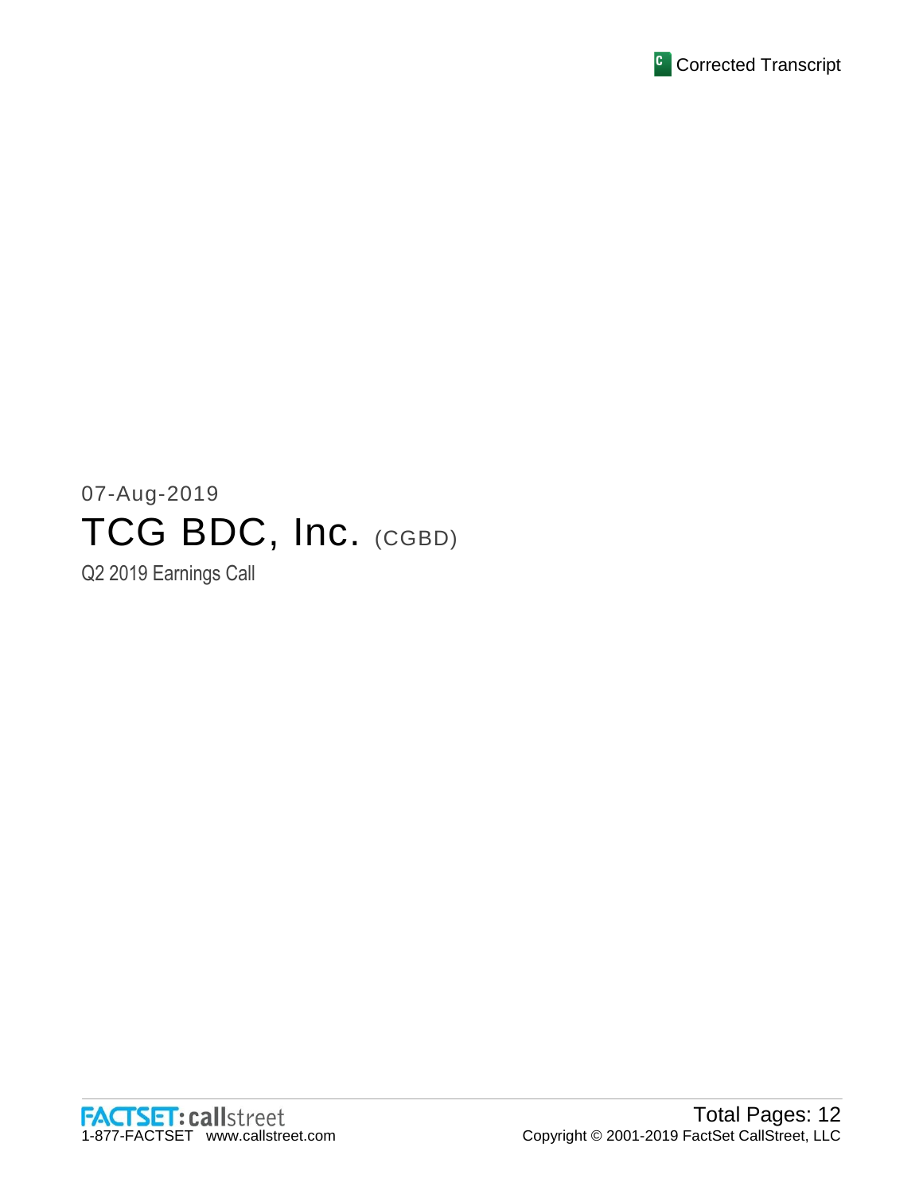Corrected Transcript

07-Aug-2019

# TCG BDC, Inc. (CGBD)

Q2 2019 Earnings Call

FACTSET: callstreet
1-877-FACTSET www.callstreet.com

Total Pages: 12
Copyright © 2001-2019 FactSet CallStreet, LLC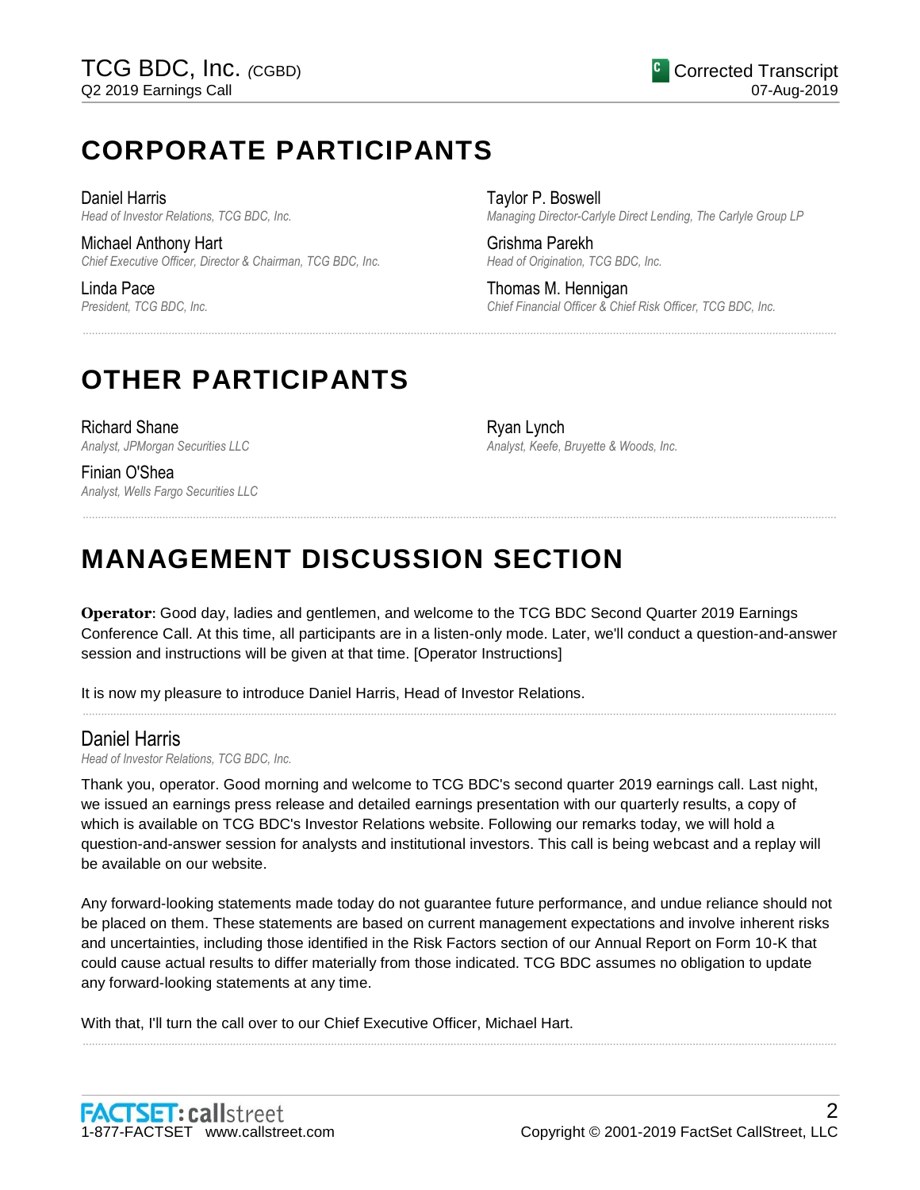# CORPORATE PARTICIPANTS

Daniel Harris
*Head of Investor Relations, TCG BDC, Inc.*

Michael Anthony Hart
*Chief Executive Officer, Director & Chairman, TCG BDC, Inc.*

Linda Pace
*President, TCG BDC, Inc.*

Taylor P. Boswell
*Managing Director-Carlyle Direct Lending, The Carlyle Group LP*

Grishma Parekh
*Head of Origination, TCG BDC, Inc.*

Thomas M. Hennigan
*Chief Financial Officer & Chief Risk Officer, TCG BDC, Inc.*

# OTHER PARTICIPANTS

Richard Shane
*Analyst, JPMorgan Securities LLC*

Finian O'Shea
*Analyst, Wells Fargo Securities LLC*

Ryan Lynch
*Analyst, Keefe, Bruyette & Woods, Inc.*

# MANAGEMENT DISCUSSION SECTION

**Operator**: Good day, ladies and gentlemen, and welcome to the TCG BDC Second Quarter 2019 Earnings Conference Call. At this time, all participants are in a listen-only mode. Later, we'll conduct a question-and-answer session and instructions will be given at that time. [Operator Instructions]

It is now my pleasure to introduce Daniel Harris, Head of Investor Relations.

## Daniel Harris
*Head of Investor Relations, TCG BDC, Inc.*

Thank you, operator. Good morning and welcome to TCG BDC's second quarter 2019 earnings call. Last night, we issued an earnings press release and detailed earnings presentation with our quarterly results, a copy of which is available on TCG BDC's Investor Relations website. Following our remarks today, we will hold a question-and-answer session for analysts and institutional investors. This call is being webcast and a replay will be available on our website.

Any forward-looking statements made today do not guarantee future performance, and undue reliance should not be placed on them. These statements are based on current management expectations and involve inherent risks and uncertainties, including those identified in the Risk Factors section of our Annual Report on Form 10-K that could cause actual results to differ materially from those indicated. TCG BDC assumes no obligation to update any forward-looking statements at any time.

With that, I'll turn the call over to our Chief Executive Officer, Michael Hart.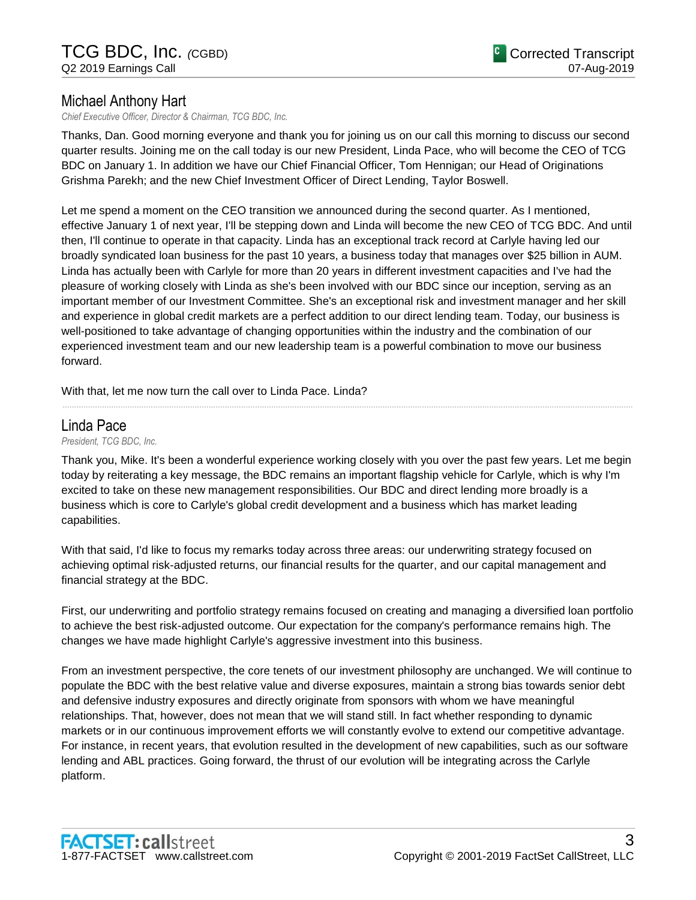## Michael Anthony Hart

*Chief Executive Officer, Director & Chairman, TCG BDC, Inc.*

Thanks, Dan. Good morning everyone and thank you for joining us on our call this morning to discuss our second quarter results. Joining me on the call today is our new President, Linda Pace, who will become the CEO of TCG BDC on January 1. In addition we have our Chief Financial Officer, Tom Hennigan; our Head of Originations Grishma Parekh; and the new Chief Investment Officer of Direct Lending, Taylor Boswell.

Let me spend a moment on the CEO transition we announced during the second quarter. As I mentioned, effective January 1 of next year, I'll be stepping down and Linda will become the new CEO of TCG BDC. And until then, I'll continue to operate in that capacity. Linda has an exceptional track record at Carlyle having led our broadly syndicated loan business for the past 10 years, a business today that manages over $25 billion in AUM. Linda has actually been with Carlyle for more than 20 years in different investment capacities and I've had the pleasure of working closely with Linda as she's been involved with our BDC since our inception, serving as an important member of our Investment Committee. She's an exceptional risk and investment manager and her skill and experience in global credit markets are a perfect addition to our direct lending team. Today, our business is well-positioned to take advantage of changing opportunities within the industry and the combination of our experienced investment team and our new leadership team is a powerful combination to move our business forward.

With that, let me now turn the call over to Linda Pace. Linda?

---

## Linda Pace

*President, TCG BDC, Inc.*

Thank you, Mike. It's been a wonderful experience working closely with you over the past few years. Let me begin today by reiterating a key message, the BDC remains an important flagship vehicle for Carlyle, which is why I'm excited to take on these new management responsibilities. Our BDC and direct lending more broadly is a business which is core to Carlyle's global credit development and a business which has market leading capabilities.

With that said, I'd like to focus my remarks today across three areas: our underwriting strategy focused on achieving optimal risk-adjusted returns, our financial results for the quarter, and our capital management and financial strategy at the BDC.

First, our underwriting and portfolio strategy remains focused on creating and managing a diversified loan portfolio to achieve the best risk-adjusted outcome. Our expectation for the company's performance remains high. The changes we have made highlight Carlyle's aggressive investment into this business.

From an investment perspective, the core tenets of our investment philosophy are unchanged. We will continue to populate the BDC with the best relative value and diverse exposures, maintain a strong bias towards senior debt and defensive industry exposures and directly originate from sponsors with whom we have meaningful relationships. That, however, does not mean that we will stand still. In fact whether responding to dynamic markets or in our continuous improvement efforts we will constantly evolve to extend our competitive advantage. For instance, in recent years, that evolution resulted in the development of new capabilities, such as our software lending and ABL practices. Going forward, the thrust of our evolution will be integrating across the Carlyle platform.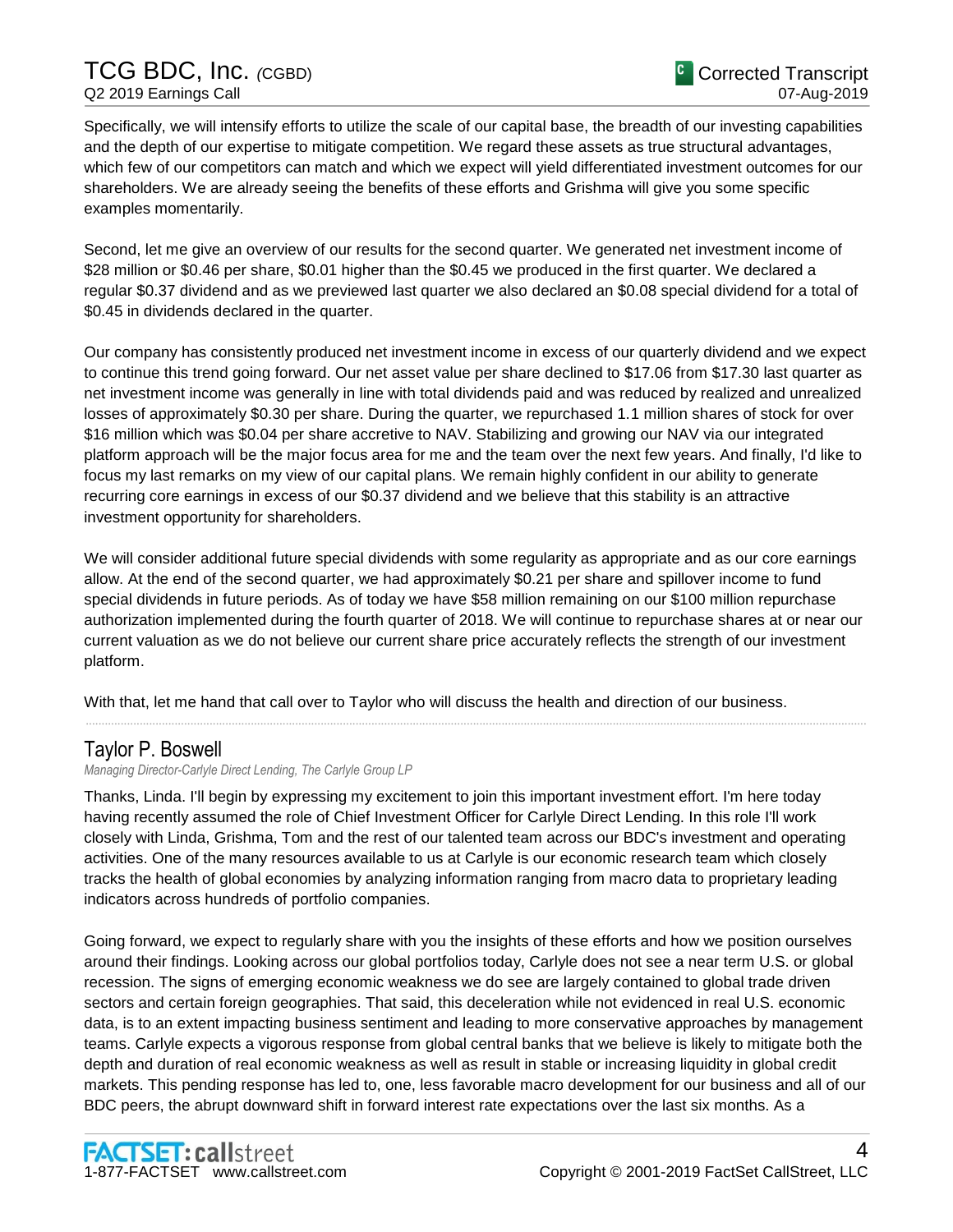Specifically, we will intensify efforts to utilize the scale of our capital base, the breadth of our investing capabilities and the depth of our expertise to mitigate competition. We regard these assets as true structural advantages, which few of our competitors can match and which we expect will yield differentiated investment outcomes for our shareholders. We are already seeing the benefits of these efforts and Grishma will give you some specific examples momentarily.

Second, let me give an overview of our results for the second quarter. We generated net investment income of $28 million or $0.46 per share, $0.01 higher than the $0.45 we produced in the first quarter. We declared a regular $0.37 dividend and as we previewed last quarter we also declared an $0.08 special dividend for a total of $0.45 in dividends declared in the quarter.

Our company has consistently produced net investment income in excess of our quarterly dividend and we expect to continue this trend going forward. Our net asset value per share declined to $17.06 from $17.30 last quarter as net investment income was generally in line with total dividends paid and was reduced by realized and unrealized losses of approximately $0.30 per share. During the quarter, we repurchased 1.1 million shares of stock for over $16 million which was $0.04 per share accretive to NAV. Stabilizing and growing our NAV via our integrated platform approach will be the major focus area for me and the team over the next few years. And finally, I'd like to focus my last remarks on my view of our capital plans. We remain highly confident in our ability to generate recurring core earnings in excess of our $0.37 dividend and we believe that this stability is an attractive investment opportunity for shareholders.

We will consider additional future special dividends with some regularity as appropriate and as our core earnings allow. At the end of the second quarter, we had approximately $0.21 per share and spillover income to fund special dividends in future periods. As of today we have $58 million remaining on our $100 million repurchase authorization implemented during the fourth quarter of 2018. We will continue to repurchase shares at or near our current valuation as we do not believe our current share price accurately reflects the strength of our investment platform.

With that, let me hand that call over to Taylor who will discuss the health and direction of our business.

---

## Taylor P. Boswell

*Managing Director-Carlyle Direct Lending, The Carlyle Group LP*

Thanks, Linda. I'll begin by expressing my excitement to join this important investment effort. I'm here today having recently assumed the role of Chief Investment Officer for Carlyle Direct Lending. In this role I'll work closely with Linda, Grishma, Tom and the rest of our talented team across our BDC's investment and operating activities. One of the many resources available to us at Carlyle is our economic research team which closely tracks the health of global economies by analyzing information ranging from macro data to proprietary leading indicators across hundreds of portfolio companies.

Going forward, we expect to regularly share with you the insights of these efforts and how we position ourselves around their findings. Looking across our global portfolios today, Carlyle does not see a near term U.S. or global recession. The signs of emerging economic weakness we do see are largely contained to global trade driven sectors and certain foreign geographies. That said, this deceleration while not evidenced in real U.S. economic data, is to an extent impacting business sentiment and leading to more conservative approaches by management teams. Carlyle expects a vigorous response from global central banks that we believe is likely to mitigate both the depth and duration of real economic weakness as well as result in stable or increasing liquidity in global credit markets. This pending response has led to, one, less favorable macro development for our business and all of our BDC peers, the abrupt downward shift in forward interest rate expectations over the last six months. As a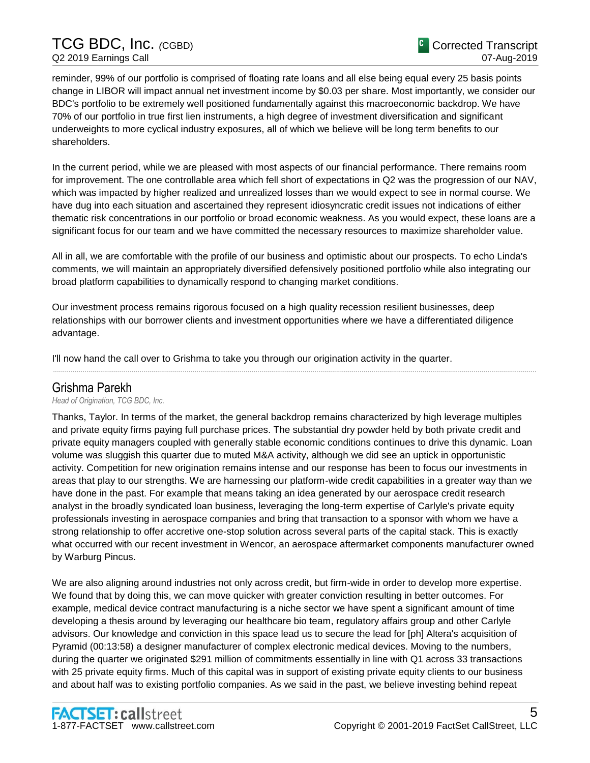reminder, 99% of our portfolio is comprised of floating rate loans and all else being equal every 25 basis points change in LIBOR will impact annual net investment income by $0.03 per share. Most importantly, we consider our BDC's portfolio to be extremely well positioned fundamentally against this macroeconomic backdrop. We have 70% of our portfolio in true first lien instruments, a high degree of investment diversification and significant underweights to more cyclical industry exposures, all of which we believe will be long term benefits to our shareholders.

In the current period, while we are pleased with most aspects of our financial performance. There remains room for improvement. The one controllable area which fell short of expectations in Q2 was the progression of our NAV, which was impacted by higher realized and unrealized losses than we would expect to see in normal course. We have dug into each situation and ascertained they represent idiosyncratic credit issues not indications of either thematic risk concentrations in our portfolio or broad economic weakness. As you would expect, these loans are a significant focus for our team and we have committed the necessary resources to maximize shareholder value.

All in all, we are comfortable with the profile of our business and optimistic about our prospects. To echo Linda's comments, we will maintain an appropriately diversified defensively positioned portfolio while also integrating our broad platform capabilities to dynamically respond to changing market conditions.

Our investment process remains rigorous focused on a high quality recession resilient businesses, deep relationships with our borrower clients and investment opportunities where we have a differentiated diligence advantage.

I'll now hand the call over to Grishma to take you through our origination activity in the quarter.

---

## Grishma Parekh

*Head of Origination, TCG BDC, Inc.*

Thanks, Taylor. In terms of the market, the general backdrop remains characterized by high leverage multiples and private equity firms paying full purchase prices. The substantial dry powder held by both private credit and private equity managers coupled with generally stable economic conditions continues to drive this dynamic. Loan volume was sluggish this quarter due to muted M&A activity, although we did see an uptick in opportunistic activity. Competition for new origination remains intense and our response has been to focus our investments in areas that play to our strengths. We are harnessing our platform-wide credit capabilities in a greater way than we have done in the past. For example that means taking an idea generated by our aerospace credit research analyst in the broadly syndicated loan business, leveraging the long-term expertise of Carlyle's private equity professionals investing in aerospace companies and bring that transaction to a sponsor with whom we have a strong relationship to offer accretive one-stop solution across several parts of the capital stack. This is exactly what occurred with our recent investment in Wencor, an aerospace aftermarket components manufacturer owned by Warburg Pincus.

We are also aligning around industries not only across credit, but firm-wide in order to develop more expertise. We found that by doing this, we can move quicker with greater conviction resulting in better outcomes. For example, medical device contract manufacturing is a niche sector we have spent a significant amount of time developing a thesis around by leveraging our healthcare bio team, regulatory affairs group and other Carlyle advisors. Our knowledge and conviction in this space lead us to secure the lead for [ph] Altera's acquisition of Pyramid (00:13:58) a designer manufacturer of complex electronic medical devices. Moving to the numbers, during the quarter we originated $291 million of commitments essentially in line with Q1 across 33 transactions with 25 private equity firms. Much of this capital was in support of existing private equity clients to our business and about half was to existing portfolio companies. As we said in the past, we believe investing behind repeat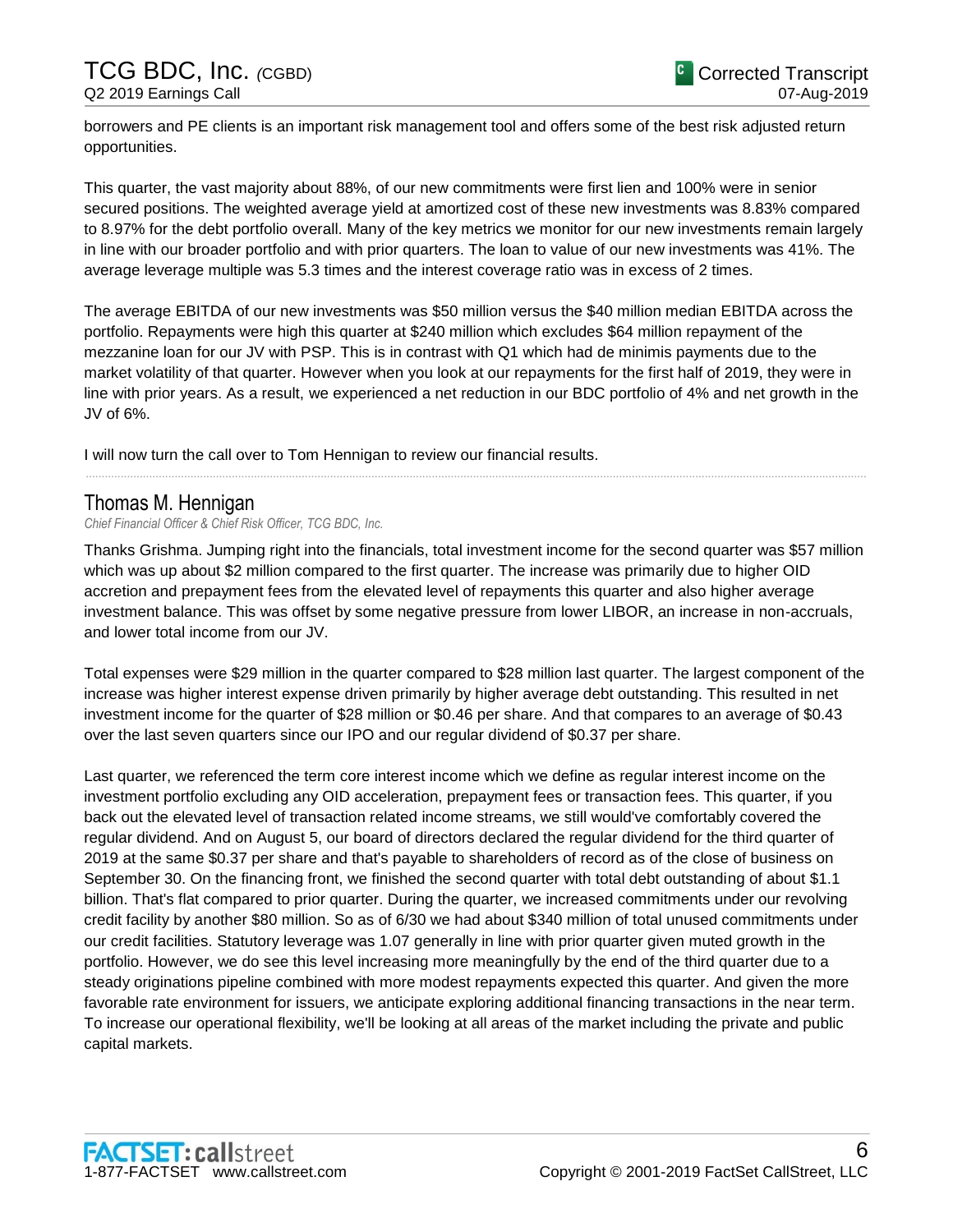borrowers and PE clients is an important risk management tool and offers some of the best risk adjusted return opportunities.

This quarter, the vast majority about 88%, of our new commitments were first lien and 100% were in senior secured positions. The weighted average yield at amortized cost of these new investments was 8.83% compared to 8.97% for the debt portfolio overall. Many of the key metrics we monitor for our new investments remain largely in line with our broader portfolio and with prior quarters. The loan to value of our new investments was 41%. The average leverage multiple was 5.3 times and the interest coverage ratio was in excess of 2 times.

The average EBITDA of our new investments was $50 million versus the $40 million median EBITDA across the portfolio. Repayments were high this quarter at $240 million which excludes $64 million repayment of the mezzanine loan for our JV with PSP. This is in contrast with Q1 which had de minimis payments due to the market volatility of that quarter. However when you look at our repayments for the first half of 2019, they were in line with prior years. As a result, we experienced a net reduction in our BDC portfolio of 4% and net growth in the JV of 6%.

I will now turn the call over to Tom Hennigan to review our financial results.

---

## Thomas M. Hennigan

*Chief Financial Officer & Chief Risk Officer, TCG BDC, Inc.*

Thanks Grishma. Jumping right into the financials, total investment income for the second quarter was $57 million which was up about $2 million compared to the first quarter. The increase was primarily due to higher OID accretion and prepayment fees from the elevated level of repayments this quarter and also higher average investment balance. This was offset by some negative pressure from lower LIBOR, an increase in non-accruals, and lower total income from our JV.

Total expenses were $29 million in the quarter compared to $28 million last quarter. The largest component of the increase was higher interest expense driven primarily by higher average debt outstanding. This resulted in net investment income for the quarter of $28 million or $0.46 per share. And that compares to an average of $0.43 over the last seven quarters since our IPO and our regular dividend of $0.37 per share.

Last quarter, we referenced the term core interest income which we define as regular interest income on the investment portfolio excluding any OID acceleration, prepayment fees or transaction fees. This quarter, if you back out the elevated level of transaction related income streams, we still would've comfortably covered the regular dividend. And on August 5, our board of directors declared the regular dividend for the third quarter of 2019 at the same $0.37 per share and that's payable to shareholders of record as of the close of business on September 30. On the financing front, we finished the second quarter with total debt outstanding of about $1.1 billion. That's flat compared to prior quarter. During the quarter, we increased commitments under our revolving credit facility by another $80 million. So as of 6/30 we had about $340 million of total unused commitments under our credit facilities. Statutory leverage was 1.07 generally in line with prior quarter given muted growth in the portfolio. However, we do see this level increasing more meaningfully by the end of the third quarter due to a steady originations pipeline combined with more modest repayments expected this quarter. And given the more favorable rate environment for issuers, we anticipate exploring additional financing transactions in the near term. To increase our operational flexibility, we'll be looking at all areas of the market including the private and public capital markets.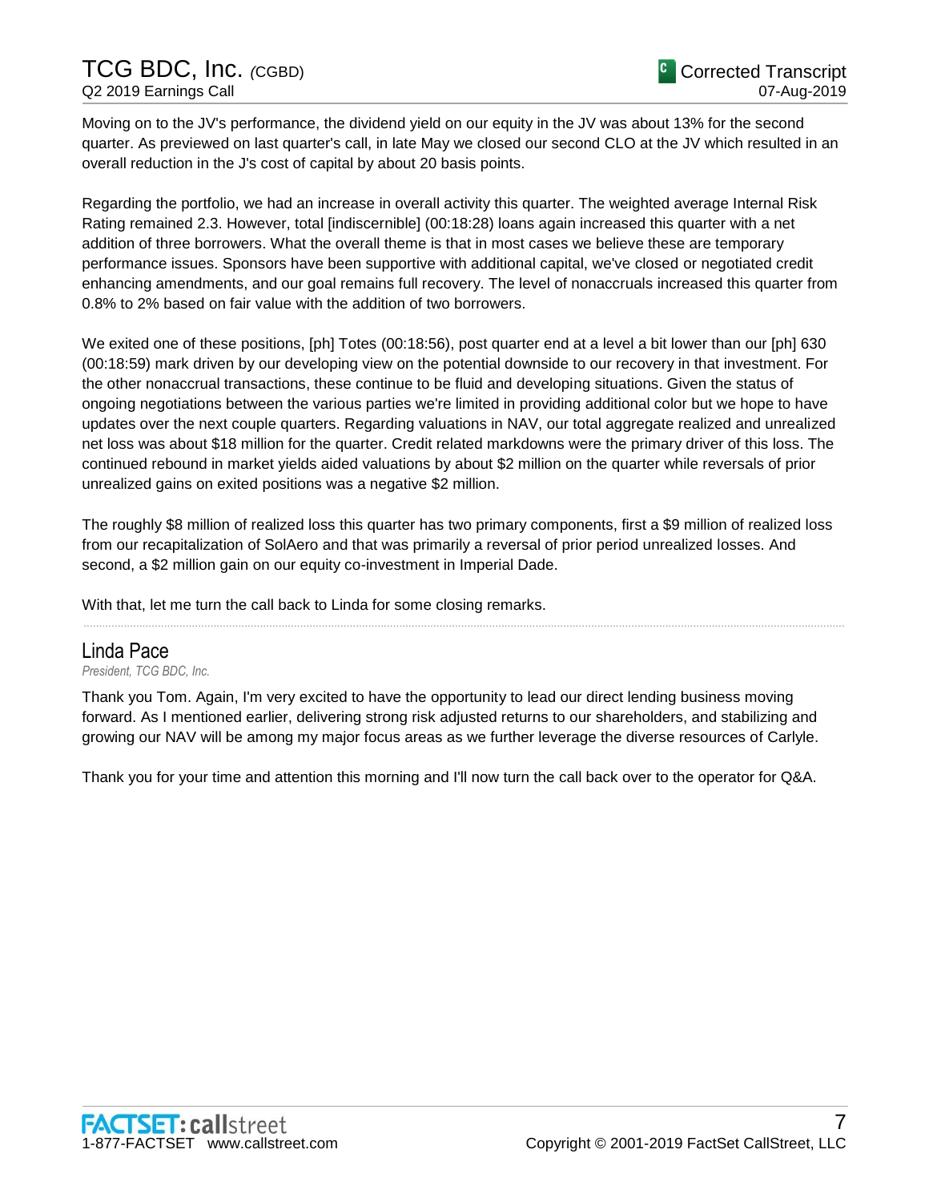Moving on to the JV's performance, the dividend yield on our equity in the JV was about 13% for the second quarter. As previewed on last quarter's call, in late May we closed our second CLO at the JV which resulted in an overall reduction in the J's cost of capital by about 20 basis points.

Regarding the portfolio, we had an increase in overall activity this quarter. The weighted average Internal Risk Rating remained 2.3. However, total [indiscernible] (00:18:28) loans again increased this quarter with a net addition of three borrowers. What the overall theme is that in most cases we believe these are temporary performance issues. Sponsors have been supportive with additional capital, we've closed or negotiated credit enhancing amendments, and our goal remains full recovery. The level of nonaccruals increased this quarter from 0.8% to 2% based on fair value with the addition of two borrowers.

We exited one of these positions, [ph] Totes (00:18:56), post quarter end at a level a bit lower than our [ph] 630 (00:18:59) mark driven by our developing view on the potential downside to our recovery in that investment. For the other nonaccrual transactions, these continue to be fluid and developing situations. Given the status of ongoing negotiations between the various parties we're limited in providing additional color but we hope to have updates over the next couple quarters. Regarding valuations in NAV, our total aggregate realized and unrealized net loss was about $18 million for the quarter. Credit related markdowns were the primary driver of this loss. The continued rebound in market yields aided valuations by about $2 million on the quarter while reversals of prior unrealized gains on exited positions was a negative $2 million.

The roughly $8 million of realized loss this quarter has two primary components, first a $9 million of realized loss from our recapitalization of SolAero and that was primarily a reversal of prior period unrealized losses. And second, a $2 million gain on our equity co-investment in Imperial Dade.

With that, let me turn the call back to Linda for some closing remarks.

---

## Linda Pace

*President, TCG BDC, Inc.*

Thank you Tom. Again, I'm very excited to have the opportunity to lead our direct lending business moving forward. As I mentioned earlier, delivering strong risk adjusted returns to our shareholders, and stabilizing and growing our NAV will be among my major focus areas as we further leverage the diverse resources of Carlyle.

Thank you for your time and attention this morning and I'll now turn the call back over to the operator for Q&A.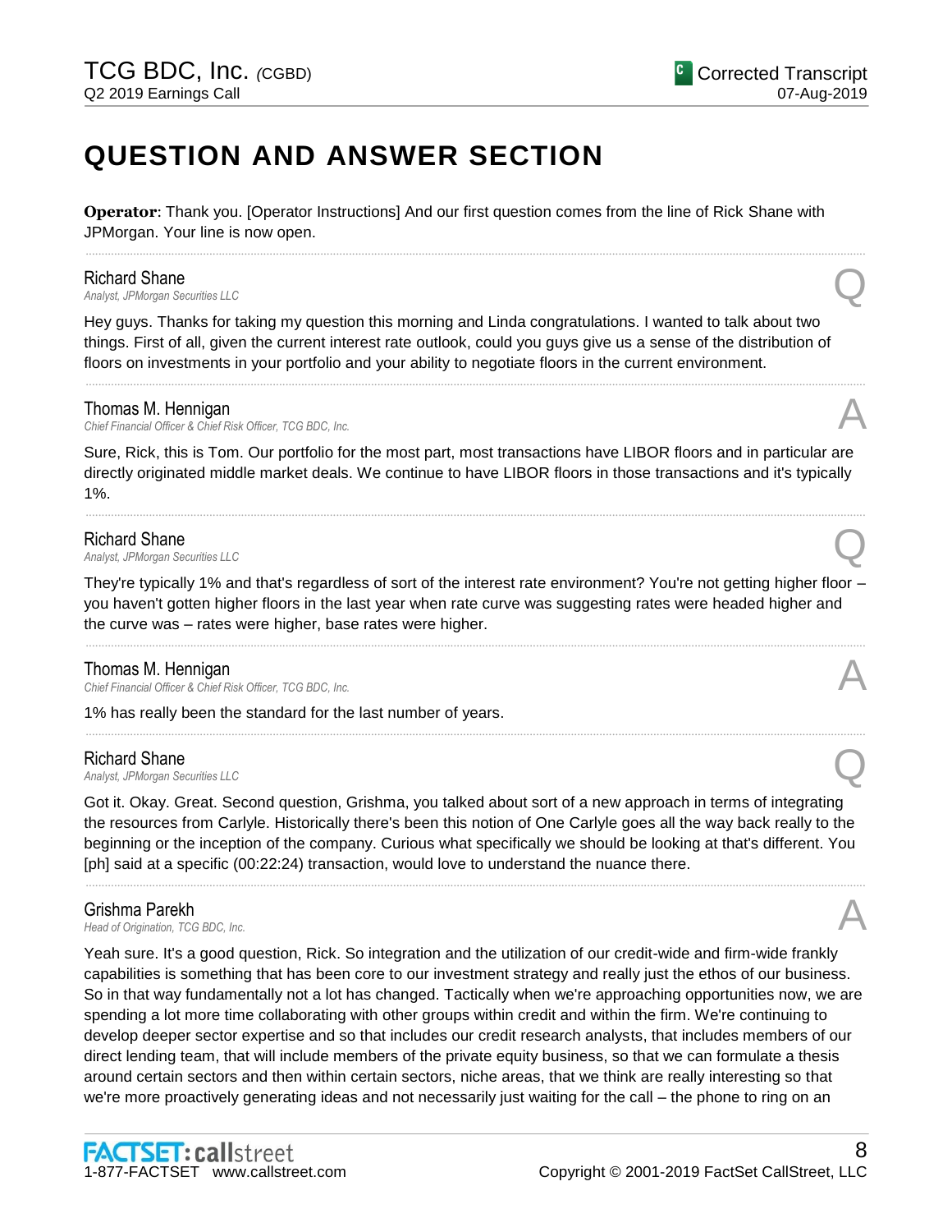# QUESTION AND ANSWER SECTION

**Operator**: Thank you. [Operator Instructions] And our first question comes from the line of Rick Shane with JPMorgan. Your line is now open.

---

**Richard Shane**
*Analyst, JPMorgan Securities LLC* **Q**

Hey guys. Thanks for taking my question this morning and Linda congratulations. I wanted to talk about two things. First of all, given the current interest rate outlook, could you guys give us a sense of the distribution of floors on investments in your portfolio and your ability to negotiate floors in the current environment.

---

**Thomas M. Hennigan**
*Chief Financial Officer & Chief Risk Officer, TCG BDC, Inc.* **A**

Sure, Rick, this is Tom. Our portfolio for the most part, most transactions have LIBOR floors and in particular are directly originated middle market deals. We continue to have LIBOR floors in those transactions and it's typically 1%.

---

**Richard Shane**
*Analyst, JPMorgan Securities LLC* **Q**

They're typically 1% and that's regardless of sort of the interest rate environment? You're not getting higher floor – you haven't gotten higher floors in the last year when rate curve was suggesting rates were headed higher and the curve was – rates were higher, base rates were higher.

---

**Thomas M. Hennigan**
*Chief Financial Officer & Chief Risk Officer, TCG BDC, Inc.* **A**

1% has really been the standard for the last number of years.

---

**Richard Shane**
*Analyst, JPMorgan Securities LLC* **Q**

Got it. Okay. Great. Second question, Grishma, you talked about sort of a new approach in terms of integrating the resources from Carlyle. Historically there's been this notion of One Carlyle goes all the way back really to the beginning or the inception of the company. Curious what specifically we should be looking at that's different. You [ph] said at a specific (00:22:24) transaction, would love to understand the nuance there.

---

**Grishma Parekh**
*Head of Origination, TCG BDC, Inc.* **A**

Yeah sure. It's a good question, Rick. So integration and the utilization of our credit-wide and firm-wide frankly capabilities is something that has been core to our investment strategy and really just the ethos of our business. So in that way fundamentally not a lot has changed. Tactically when we're approaching opportunities now, we are spending a lot more time collaborating with other groups within credit and within the firm. We're continuing to develop deeper sector expertise and so that includes our credit research analysts, that includes members of our direct lending team, that will include members of the private equity business, so that we can formulate a thesis around certain sectors and then within certain sectors, niche areas, that we think are really interesting so that we're more proactively generating ideas and not necessarily just waiting for the call – the phone to ring on an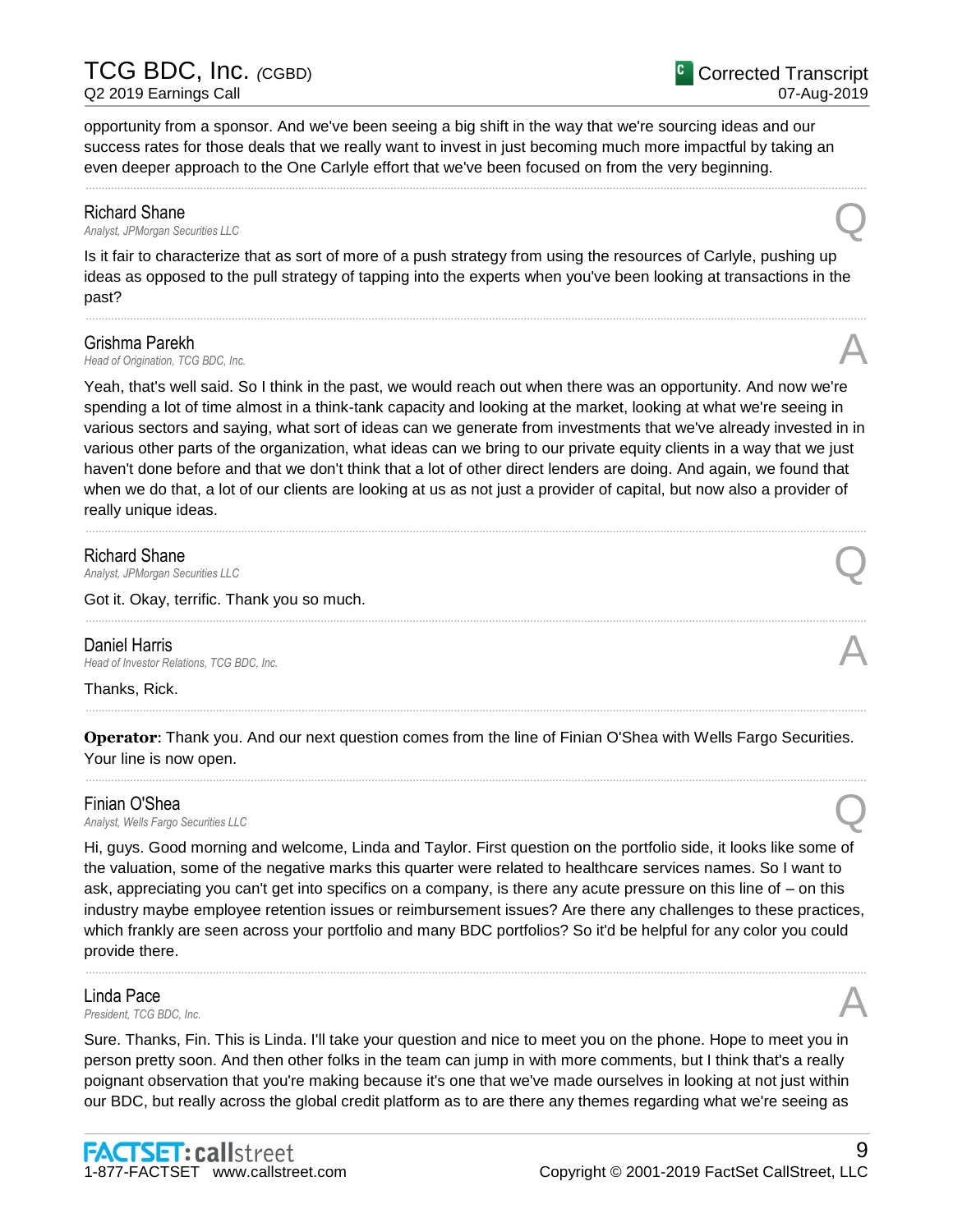opportunity from a sponsor. And we've been seeing a big shift in the way that we're sourcing ideas and our success rates for those deals that we really want to invest in just becoming much more impactful by taking an even deeper approach to the One Carlyle effort that we've been focused on from the very beginning.

---

**Richard Shane**
*Analyst, JPMorgan Securities LLC* **Q**

Is it fair to characterize that as sort of more of a push strategy from using the resources of Carlyle, pushing up ideas as opposed to the pull strategy of tapping into the experts when you've been looking at transactions in the past?

---

**Grishma Parekh**
*Head of Origination, TCG BDC, Inc.* **A**

Yeah, that's well said. So I think in the past, we would reach out when there was an opportunity. And now we're spending a lot of time almost in a think-tank capacity and looking at the market, looking at what we're seeing in various sectors and saying, what sort of ideas can we generate from investments that we've already invested in in various other parts of the organization, what ideas can we bring to our private equity clients in a way that we just haven't done before and that we don't think that a lot of other direct lenders are doing. And again, we found that when we do that, a lot of our clients are looking at us as not just a provider of capital, but now also a provider of really unique ideas.

---

**Richard Shane**
*Analyst, JPMorgan Securities LLC* **Q**

Got it. Okay, terrific. Thank you so much.

---

**Daniel Harris**
*Head of Investor Relations, TCG BDC, Inc.* **A**

Thanks, Rick.

---

**Operator**: Thank you. And our next question comes from the line of Finian O'Shea with Wells Fargo Securities. Your line is now open.

---

**Finian O'Shea**
*Analyst, Wells Fargo Securities LLC* **Q**

Hi, guys. Good morning and welcome, Linda and Taylor. First question on the portfolio side, it looks like some of the valuation, some of the negative marks this quarter were related to healthcare services names. So I want to ask, appreciating you can't get into specifics on a company, is there any acute pressure on this line of – on this industry maybe employee retention issues or reimbursement issues? Are there any challenges to these practices, which frankly are seen across your portfolio and many BDC portfolios? So it'd be helpful for any color you could provide there.

---

**Linda Pace**
*President, TCG BDC, Inc.* **A**

Sure. Thanks, Fin. This is Linda. I'll take your question and nice to meet you on the phone. Hope to meet you in person pretty soon. And then other folks in the team can jump in with more comments, but I think that's a really poignant observation that you're making because it's one that we've made ourselves in looking at not just within our BDC, but really across the global credit platform as to are there any themes regarding what we're seeing as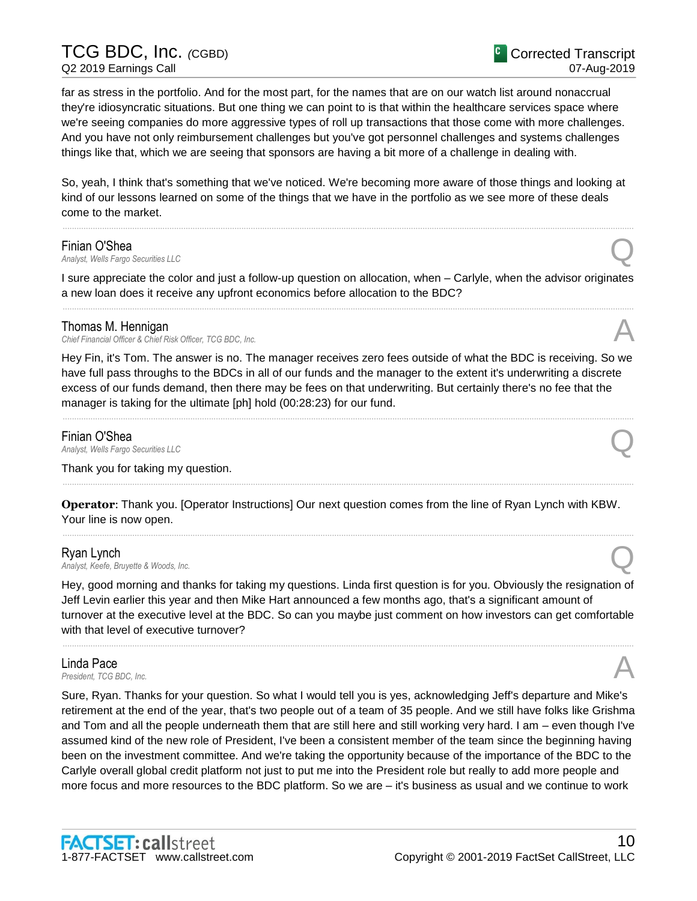far as stress in the portfolio. And for the most part, for the names that are on our watch list around nonaccrual they're idiosyncratic situations. But one thing we can point to is that within the healthcare services space where we're seeing companies do more aggressive types of roll up transactions that those come with more challenges. And you have not only reimbursement challenges but you've got personnel challenges and systems challenges things like that, which we are seeing that sponsors are having a bit more of a challenge in dealing with.

So, yeah, I think that's something that we've noticed. We're becoming more aware of those things and looking at kind of our lessons learned on some of the things that we have in the portfolio as we see more of these deals come to the market.

---

**Finian O'Shea**
*Analyst, Wells Fargo Securities LLC* — Q

I sure appreciate the color and just a follow-up question on allocation, when – Carlyle, when the advisor originates a new loan does it receive any upfront economics before allocation to the BDC?

---

**Thomas M. Hennigan**
*Chief Financial Officer & Chief Risk Officer, TCG BDC, Inc.* — A

Hey Fin, it's Tom. The answer is no. The manager receives zero fees outside of what the BDC is receiving. So we have full pass throughs to the BDCs in all of our funds and the manager to the extent it's underwriting a discrete excess of our funds demand, then there may be fees on that underwriting. But certainly there's no fee that the manager is taking for the ultimate [ph] hold (00:28:23) for our fund.

---

**Finian O'Shea**
*Analyst, Wells Fargo Securities LLC* — Q

Thank you for taking my question.

---

**Operator**: Thank you. [Operator Instructions] Our next question comes from the line of Ryan Lynch with KBW. Your line is now open.

---

**Ryan Lynch**
*Analyst, Keefe, Bruyette & Woods, Inc.* — Q

Hey, good morning and thanks for taking my questions. Linda first question is for you. Obviously the resignation of Jeff Levin earlier this year and then Mike Hart announced a few months ago, that's a significant amount of turnover at the executive level at the BDC. So can you maybe just comment on how investors can get comfortable with that level of executive turnover?

---

**Linda Pace**
*President, TCG BDC, Inc.* — A

Sure, Ryan. Thanks for your question. So what I would tell you is yes, acknowledging Jeff's departure and Mike's retirement at the end of the year, that's two people out of a team of 35 people. And we still have folks like Grishma and Tom and all the people underneath them that are still here and still working very hard. I am – even though I've assumed kind of the new role of President, I've been a consistent member of the team since the beginning having been on the investment committee. And we're taking the opportunity because of the importance of the BDC to the Carlyle overall global credit platform not just to put me into the President role but really to add more people and more focus and more resources to the BDC platform. So we are – it's business as usual and we continue to work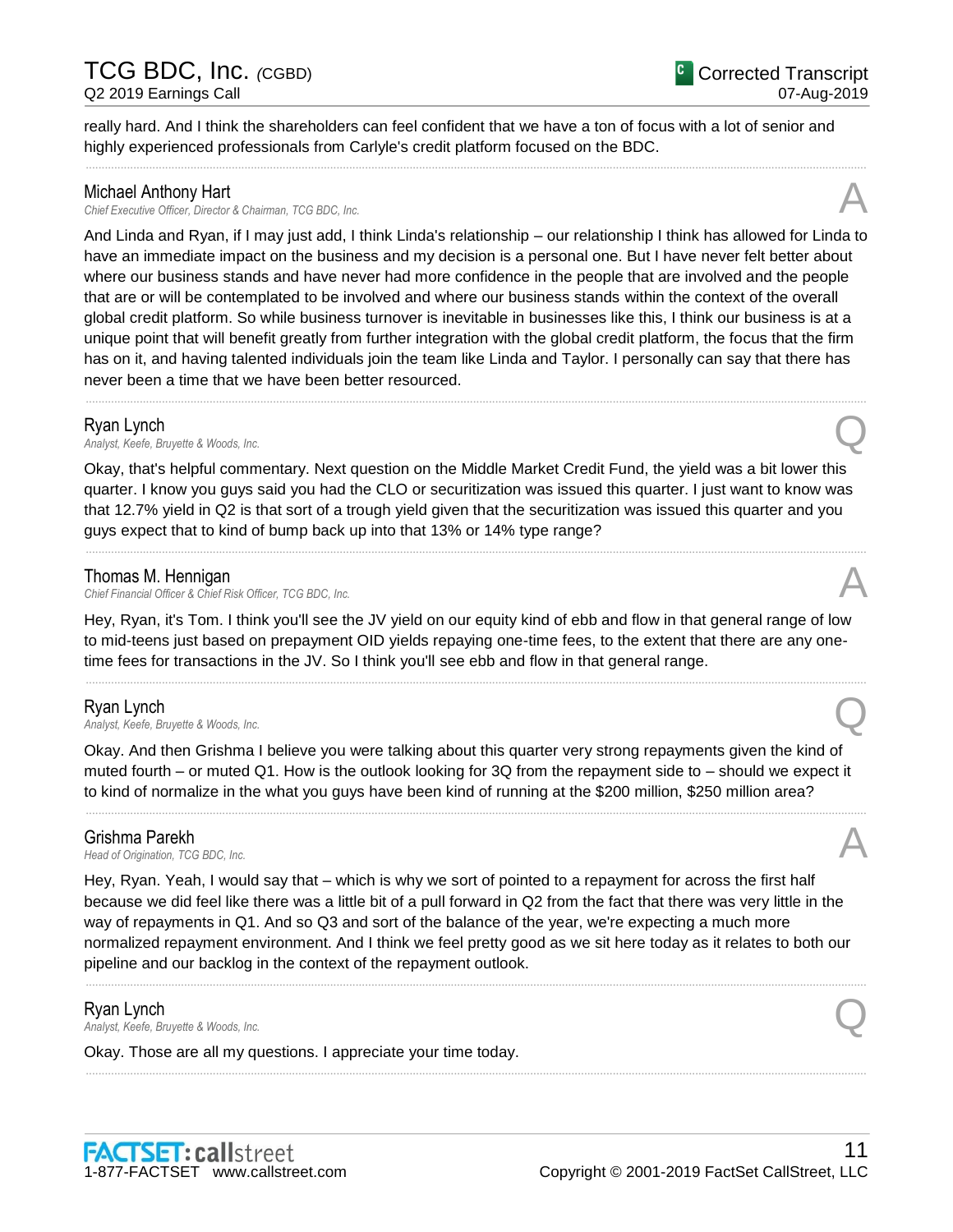really hard. And I think the shareholders can feel confident that we have a ton of focus with a lot of senior and highly experienced professionals from Carlyle's credit platform focused on the BDC.

---

**Michael Anthony Hart**
*Chief Executive Officer, Director & Chairman, TCG BDC, Inc.* **A**

And Linda and Ryan, if I may just add, I think Linda's relationship – our relationship I think has allowed for Linda to have an immediate impact on the business and my decision is a personal one. But I have never felt better about where our business stands and have never had more confidence in the people that are involved and the people that are or will be contemplated to be involved and where our business stands within the context of the overall global credit platform. So while business turnover is inevitable in businesses like this, I think our business is at a unique point that will benefit greatly from further integration with the global credit platform, the focus that the firm has on it, and having talented individuals join the team like Linda and Taylor. I personally can say that there has never been a time that we have been better resourced.

---

**Ryan Lynch**
*Analyst, Keefe, Bruyette & Woods, Inc.* **Q**

Okay, that's helpful commentary. Next question on the Middle Market Credit Fund, the yield was a bit lower this quarter. I know you guys said you had the CLO or securitization was issued this quarter. I just want to know was that 12.7% yield in Q2 is that sort of a trough yield given that the securitization was issued this quarter and you guys expect that to kind of bump back up into that 13% or 14% type range?

---

**Thomas M. Hennigan**
*Chief Financial Officer & Chief Risk Officer, TCG BDC, Inc.* **A**

Hey, Ryan, it's Tom. I think you'll see the JV yield on our equity kind of ebb and flow in that general range of low to mid-teens just based on prepayment OID yields repaying one-time fees, to the extent that there are any one-time fees for transactions in the JV. So I think you'll see ebb and flow in that general range.

---

**Ryan Lynch**
*Analyst, Keefe, Bruyette & Woods, Inc.* **Q**

Okay. And then Grishma I believe you were talking about this quarter very strong repayments given the kind of muted fourth – or muted Q1. How is the outlook looking for 3Q from the repayment side to – should we expect it to kind of normalize in the what you guys have been kind of running at the $200 million, $250 million area?

---

**Grishma Parekh**
*Head of Origination, TCG BDC, Inc.* **A**

Hey, Ryan. Yeah, I would say that – which is why we sort of pointed to a repayment for across the first half because we did feel like there was a little bit of a pull forward in Q2 from the fact that there was very little in the way of repayments in Q1. And so Q3 and sort of the balance of the year, we're expecting a much more normalized repayment environment. And I think we feel pretty good as we sit here today as it relates to both our pipeline and our backlog in the context of the repayment outlook.

---

**Ryan Lynch**
*Analyst, Keefe, Bruyette & Woods, Inc.* **Q**

Okay. Those are all my questions. I appreciate your time today.

---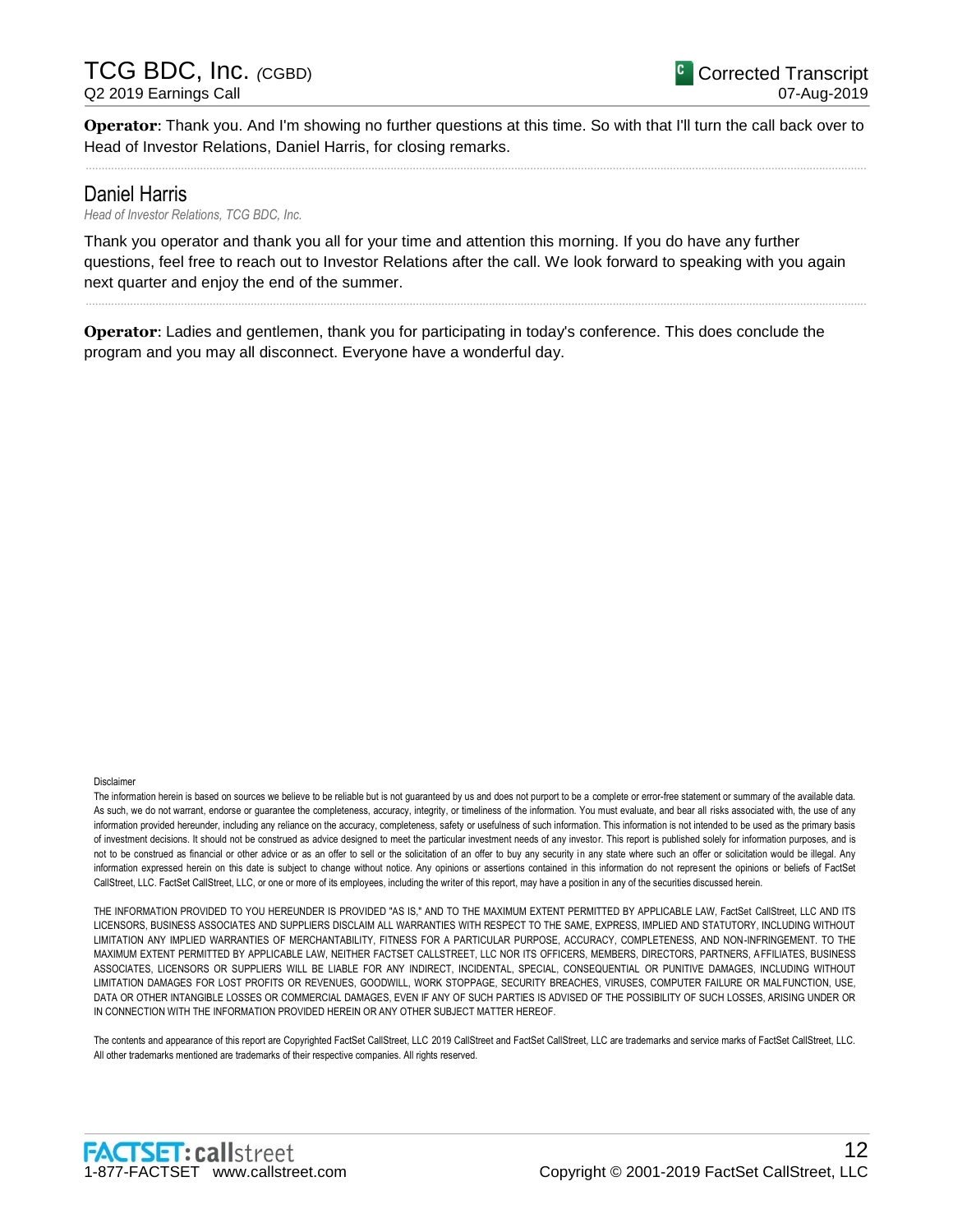**Operator**: Thank you. And I'm showing no further questions at this time. So with that I'll turn the call back over to Head of Investor Relations, Daniel Harris, for closing remarks.

## Daniel Harris

*Head of Investor Relations, TCG BDC, Inc.*

Thank you operator and thank you all for your time and attention this morning. If you do have any further questions, feel free to reach out to Investor Relations after the call. We look forward to speaking with you again next quarter and enjoy the end of the summer.

**Operator**: Ladies and gentlemen, thank you for participating in today's conference. This does conclude the program and you may all disconnect. Everyone have a wonderful day.

Disclaimer

The information herein is based on sources we believe to be reliable but is not guaranteed by us and does not purport to be a complete or error-free statement or summary of the available data. As such, we do not warrant, endorse or guarantee the completeness, accuracy, integrity, or timeliness of the information. You must evaluate, and bear all risks associated with, the use of any information provided hereunder, including any reliance on the accuracy, completeness, safety or usefulness of such information. This information is not intended to be used as the primary basis of investment decisions. It should not be construed as advice designed to meet the particular investment needs of any investor. This report is published solely for information purposes, and is not to be construed as financial or other advice or as an offer to sell or the solicitation of an offer to buy any security in any state where such an offer or solicitation would be illegal. Any information expressed herein on this date is subject to change without notice. Any opinions or assertions contained in this information do not represent the opinions or beliefs of FactSet CallStreet, LLC. FactSet CallStreet, LLC, or one or more of its employees, including the writer of this report, may have a position in any of the securities discussed herein.

THE INFORMATION PROVIDED TO YOU HEREUNDER IS PROVIDED "AS IS," AND TO THE MAXIMUM EXTENT PERMITTED BY APPLICABLE LAW, FactSet CallStreet, LLC AND ITS LICENSORS, BUSINESS ASSOCIATES AND SUPPLIERS DISCLAIM ALL WARRANTIES WITH RESPECT TO THE SAME, EXPRESS, IMPLIED AND STATUTORY, INCLUDING WITHOUT LIMITATION ANY IMPLIED WARRANTIES OF MERCHANTABILITY, FITNESS FOR A PARTICULAR PURPOSE, ACCURACY, COMPLETENESS, AND NON-INFRINGEMENT. TO THE MAXIMUM EXTENT PERMITTED BY APPLICABLE LAW, NEITHER FACTSET CALLSTREET, LLC NOR ITS OFFICERS, MEMBERS, DIRECTORS, PARTNERS, AFFILIATES, BUSINESS ASSOCIATES, LICENSORS OR SUPPLIERS WILL BE LIABLE FOR ANY INDIRECT, INCIDENTAL, SPECIAL, CONSEQUENTIAL OR PUNITIVE DAMAGES, INCLUDING WITHOUT LIMITATION DAMAGES FOR LOST PROFITS OR REVENUES, GOODWILL, WORK STOPPAGE, SECURITY BREACHES, VIRUSES, COMPUTER FAILURE OR MALFUNCTION, USE, DATA OR OTHER INTANGIBLE LOSSES OR COMMERCIAL DAMAGES, EVEN IF ANY OF SUCH PARTIES IS ADVISED OF THE POSSIBILITY OF SUCH LOSSES, ARISING UNDER OR IN CONNECTION WITH THE INFORMATION PROVIDED HEREIN OR ANY OTHER SUBJECT MATTER HEREOF.

The contents and appearance of this report are Copyrighted FactSet CallStreet, LLC 2019 CallStreet and FactSet CallStreet, LLC are trademarks and service marks of FactSet CallStreet, LLC. All other trademarks mentioned are trademarks of their respective companies. All rights reserved.